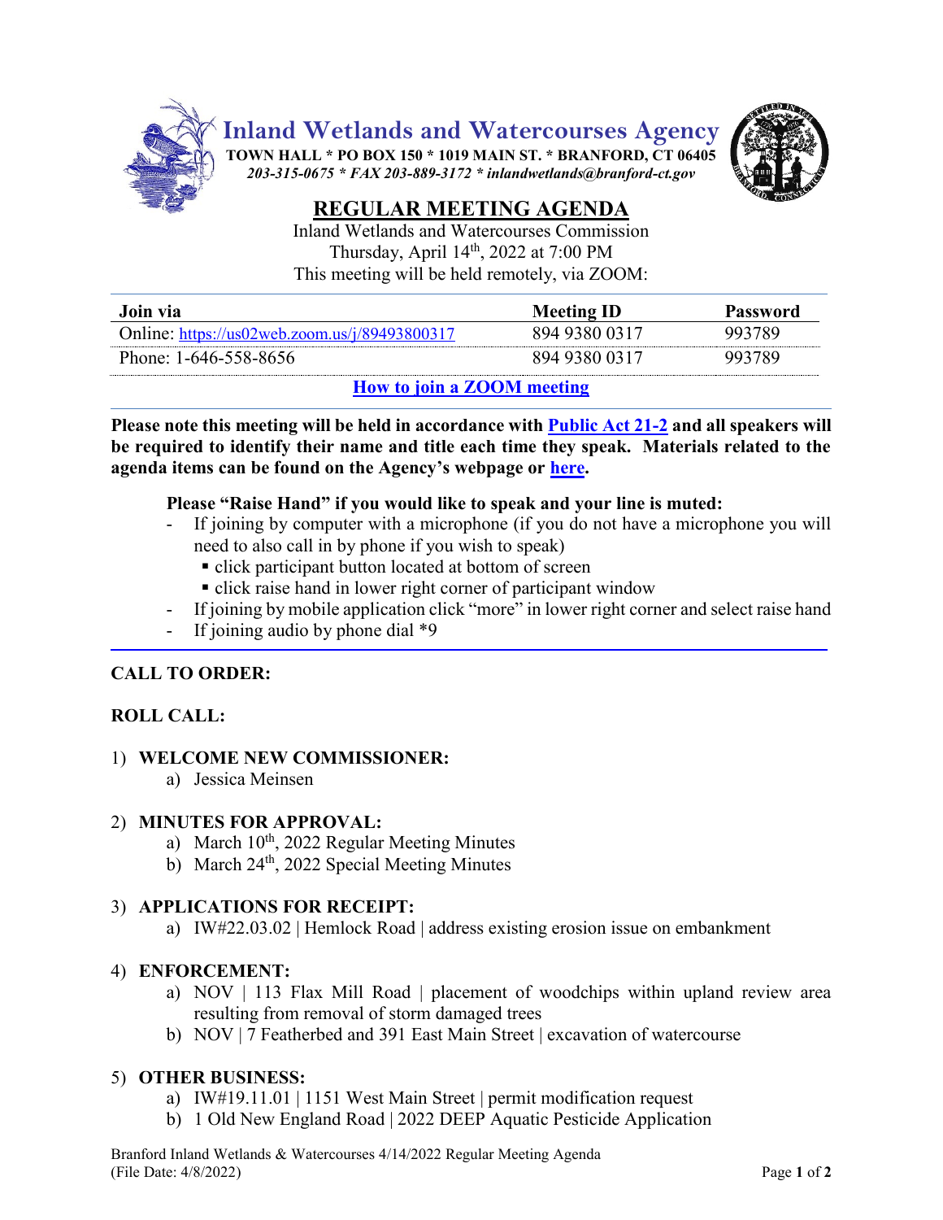# Inland Wetlands and Watercourses Agency

**TOWN HALL * PO BOX 150 * 1019 MAIN ST. * BRANFORD, CT 06405**

***203-315-0675 * FAX 203-889-3172 * inlandwetlands@branford-ct.gov***

## REGULAR MEETING AGENDA

Inland Wetlands and Watercourses Commission
Thursday, April 14th, 2022 at 7:00 PM
This meeting will be held remotely, via ZOOM:

| Join via | Meeting ID | Password |
|---|---|---|
| Online: https://us02web.zoom.us/j/89493800317 | 894 9380 0317 | 993789 |
| Phone: 1-646-558-8656 | 894 9380 0317 | 993789 |

**How to join a ZOOM meeting**

**Please note this meeting will be held in accordance with Public Act 21-2 and all speakers will be required to identify their name and title each time they speak. Materials related to the agenda items can be found on the Agency's webpage or here.**

**Please "Raise Hand" if you would like to speak and your line is muted:**

- If joining by computer with a microphone (if you do not have a microphone you will need to also call in by phone if you wish to speak)
  - click participant button located at bottom of screen
  - click raise hand in lower right corner of participant window
- If joining by mobile application click "more" in lower right corner and select raise hand
- If joining audio by phone dial *9

**CALL TO ORDER:**

**ROLL CALL:**

1) **WELCOME NEW COMMISSIONER:**
   a) Jessica Meinsen

2) **MINUTES FOR APPROVAL:**
   a) March 10th, 2022 Regular Meeting Minutes
   b) March 24th, 2022 Special Meeting Minutes

3) **APPLICATIONS FOR RECEIPT:**
   a) IW#22.03.02 | Hemlock Road | address existing erosion issue on embankment

4) **ENFORCEMENT:**
   a) NOV | 113 Flax Mill Road | placement of woodchips within upland review area resulting from removal of storm damaged trees
   b) NOV | 7 Featherbed and 391 East Main Street | excavation of watercourse

5) **OTHER BUSINESS:**
   a) IW#19.11.01 | 1151 West Main Street | permit modification request
   b) 1 Old New England Road | 2022 DEEP Aquatic Pesticide Application

Branford Inland Wetlands & Watercourses 4/14/2022 Regular Meeting Agenda
(File Date: 4/8/2022)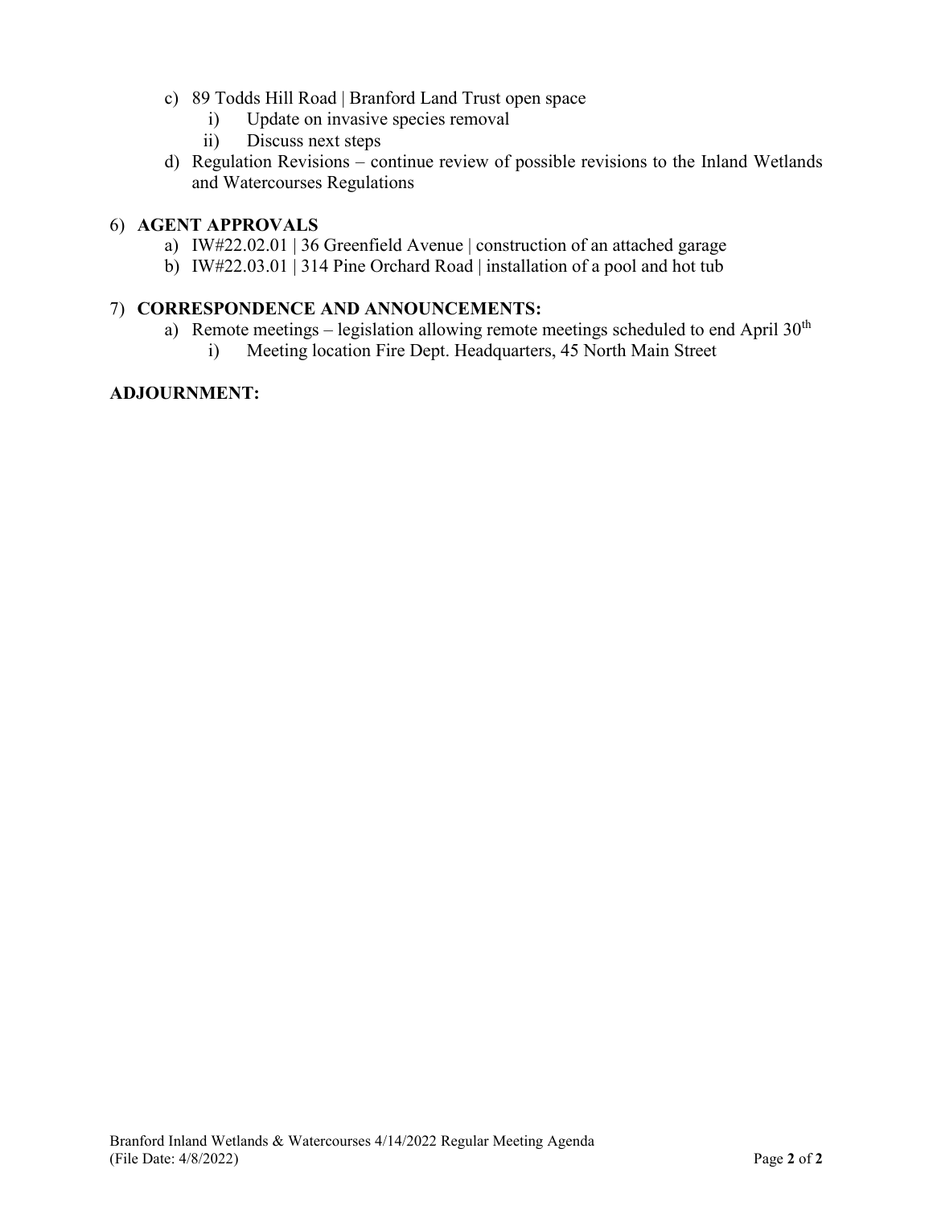c) 89 Todds Hill Road | Branford Land Trust open space
    i) Update on invasive species removal
    ii) Discuss next steps

d) Regulation Revisions – continue review of possible revisions to the Inland Wetlands and Watercourses Regulations

6) **AGENT APPROVALS**

   a) IW#22.02.01 | 36 Greenfield Avenue | construction of an attached garage
   b) IW#22.03.01 | 314 Pine Orchard Road | installation of a pool and hot tub

7) **CORRESPONDENCE AND ANNOUNCEMENTS:**

   a) Remote meetings – legislation allowing remote meetings scheduled to end April 30th
      i) Meeting location Fire Dept. Headquarters, 45 North Main Street

**ADJOURNMENT:**